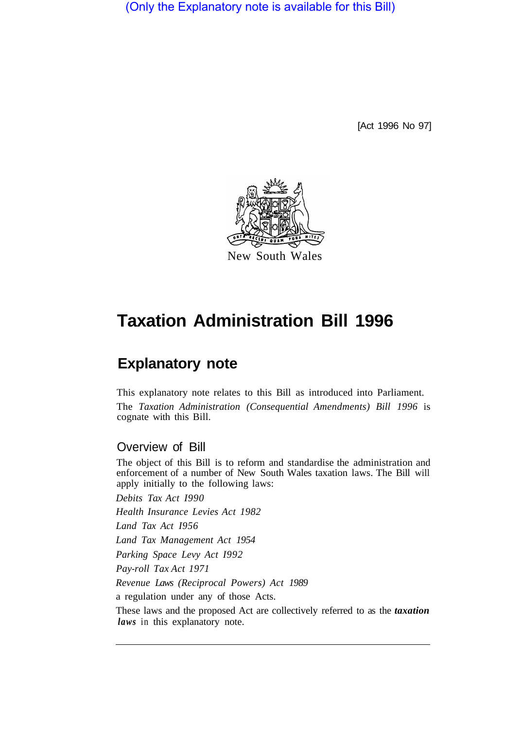(Only the Explanatory note is available for this Bill)

[Act 1996 No 97]

New South Wales

# Taxation Administration Bill 1996

## Explanatory note

This explanatory note relates to this Bill as introduced into Parliament. The *Taxation Administration (Consequential Amendments) Bill 1996* is cognate with this Bill.

### Overview of Bill

The object of this Bill is to reform and standardise the administration and enforcement of a number of New South Wales taxation laws. The Bill will apply initially to the following laws:

*Debits Tax Act 1990*

*Health Insurance Levies Act 1982*

*Land Tax Act 1956*

*Land Tax Management Act 1954*

*Parking Space Levy Act 1992*

*Pay-roll Tax Act 1971*

*Revenue Laws (Reciprocal Powers) Act 1989*

a regulation under any of those Acts.

These laws and the proposed Act are collectively referred to as the ***taxation laws*** in this explanatory note.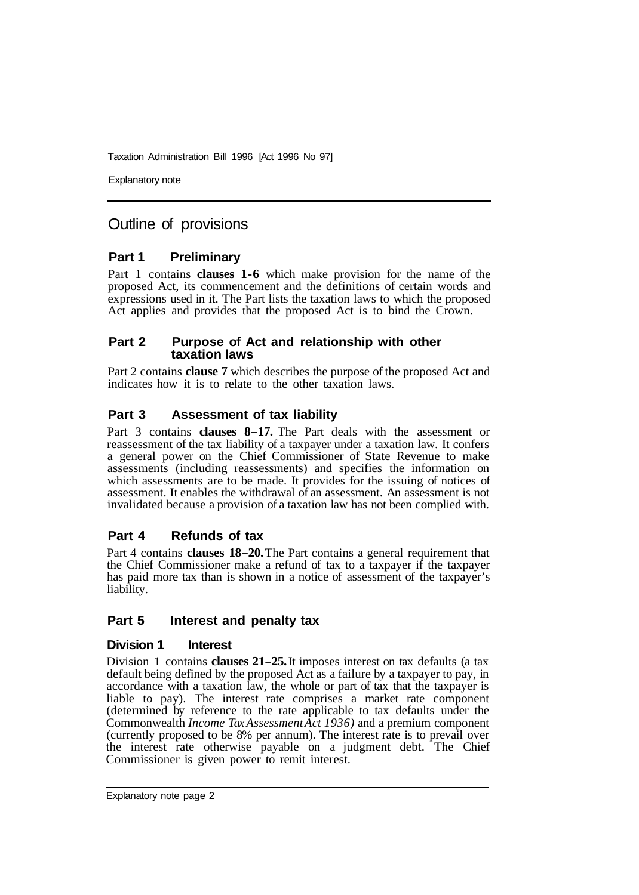# Outline of provisions

## Part 1 Preliminary

Part 1 contains **clauses 1-6** which make provision for the name of the proposed Act, its commencement and the definitions of certain words and expressions used in it. The Part lists the taxation laws to which the proposed Act applies and provides that the proposed Act is to bind the Crown.

## Part 2 Purpose of Act and relationship with other taxation laws

Part 2 contains **clause 7** which describes the purpose of the proposed Act and indicates how it is to relate to the other taxation laws.

## Part 3 Assessment of tax liability

Part 3 contains **clauses 8–17.** The Part deals with the assessment or reassessment of the tax liability of a taxpayer under a taxation law. It confers a general power on the Chief Commissioner of State Revenue to make assessments (including reassessments) and specifies the information on which assessments are to be made. It provides for the issuing of notices of assessment. It enables the withdrawal of an assessment. An assessment is not invalidated because a provision of a taxation law has not been complied with.

## Part 4 Refunds of tax

Part 4 contains **clauses 18–20.** The Part contains a general requirement that the Chief Commissioner make a refund of tax to a taxpayer if the taxpayer has paid more tax than is shown in a notice of assessment of the taxpayer's liability.

## Part 5 Interest and penalty tax

### Division 1 Interest

Division 1 contains **clauses 21–25.** It imposes interest on tax defaults (a tax default being defined by the proposed Act as a failure by a taxpayer to pay, in accordance with a taxation law, the whole or part of tax that the taxpayer is liable to pay). The interest rate comprises a market rate component (determined by reference to the rate applicable to tax defaults under the Commonwealth *Income Tax Assessment Act 1936)* and a premium component (currently proposed to be 8% per annum). The interest rate is to prevail over the interest rate otherwise payable on a judgment debt. The Chief Commissioner is given power to remit interest.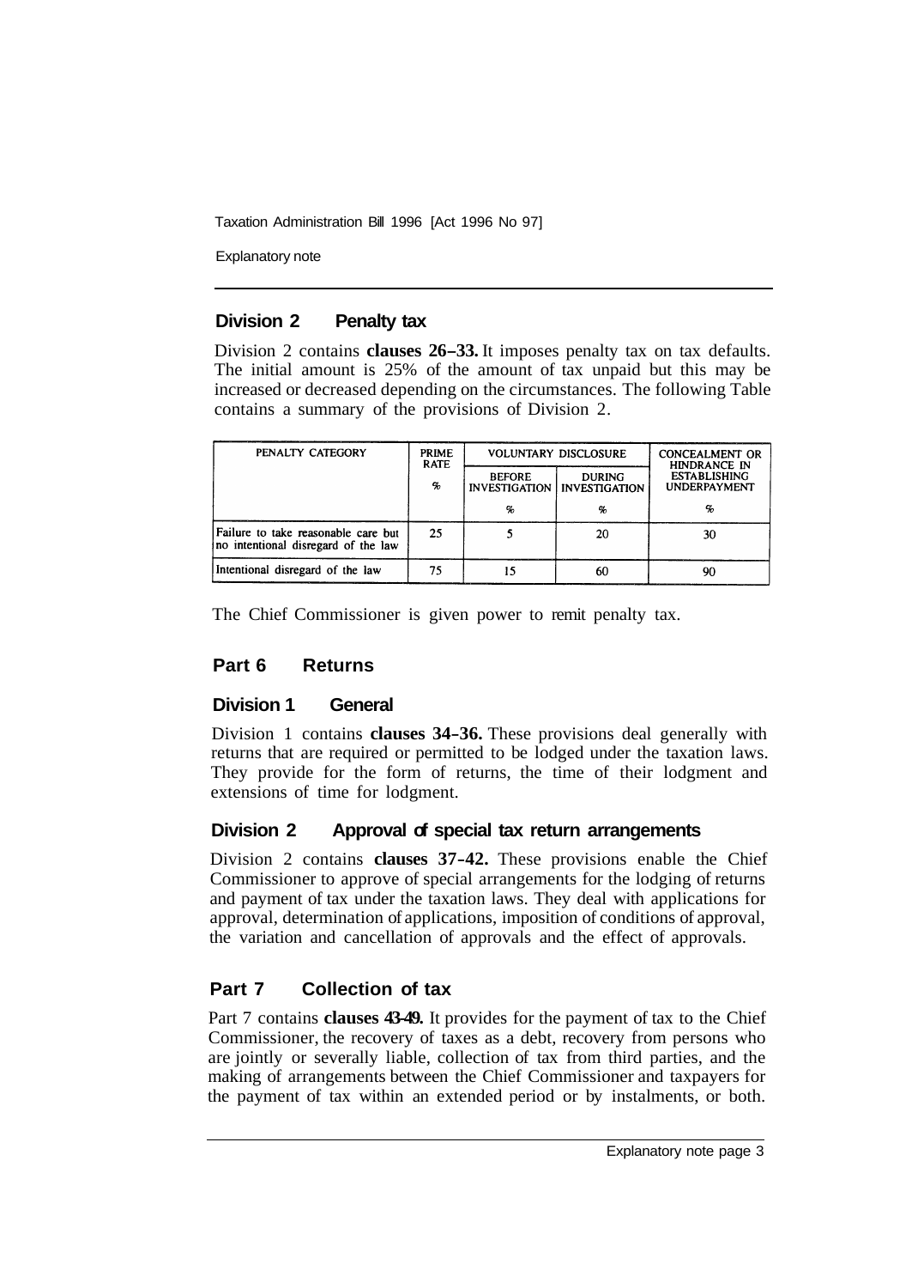### Division 2 Penalty tax

Division 2 contains **clauses 26–33.** It imposes penalty tax on tax defaults. The initial amount is 25% of the amount of tax unpaid but this may be increased or decreased depending on the circumstances. The following Table contains a summary of the provisions of Division 2.

| PENALTY CATEGORY | PRIME RATE | VOLUNTARY DISCLOSURE | | CONCEALMENT OR HINDRANCE IN ESTABLISHING UNDERPAYMENT |
|---|---|---|---|---|
| | | BEFORE INVESTIGATION | DURING INVESTIGATION | |
| | % | % | % | % |
| Failure to take reasonable care but no intentional disregard of the law | 25 | 5 | 20 | 30 |
| Intentional disregard of the law | 75 | 15 | 60 | 90 |

The Chief Commissioner is given power to remit penalty tax.

## Part 6 Returns

### Division 1 General

Division 1 contains **clauses 34–36.** These provisions deal generally with returns that are required or permitted to be lodged under the taxation laws. They provide for the form of returns, the time of their lodgment and extensions of time for lodgment.

### Division 2 Approval of special tax return arrangements

Division 2 contains **clauses 37–42.** These provisions enable the Chief Commissioner to approve of special arrangements for the lodging of returns and payment of tax under the taxation laws. They deal with applications for approval, determination of applications, imposition of conditions of approval, the variation and cancellation of approvals and the effect of approvals.

## Part 7 Collection of tax

Part 7 contains **clauses 43–49.** It provides for the payment of tax to the Chief Commissioner, the recovery of taxes as a debt, recovery from persons who are jointly or severally liable, collection of tax from third parties, and the making of arrangements between the Chief Commissioner and taxpayers for the payment of tax within an extended period or by instalments, or both.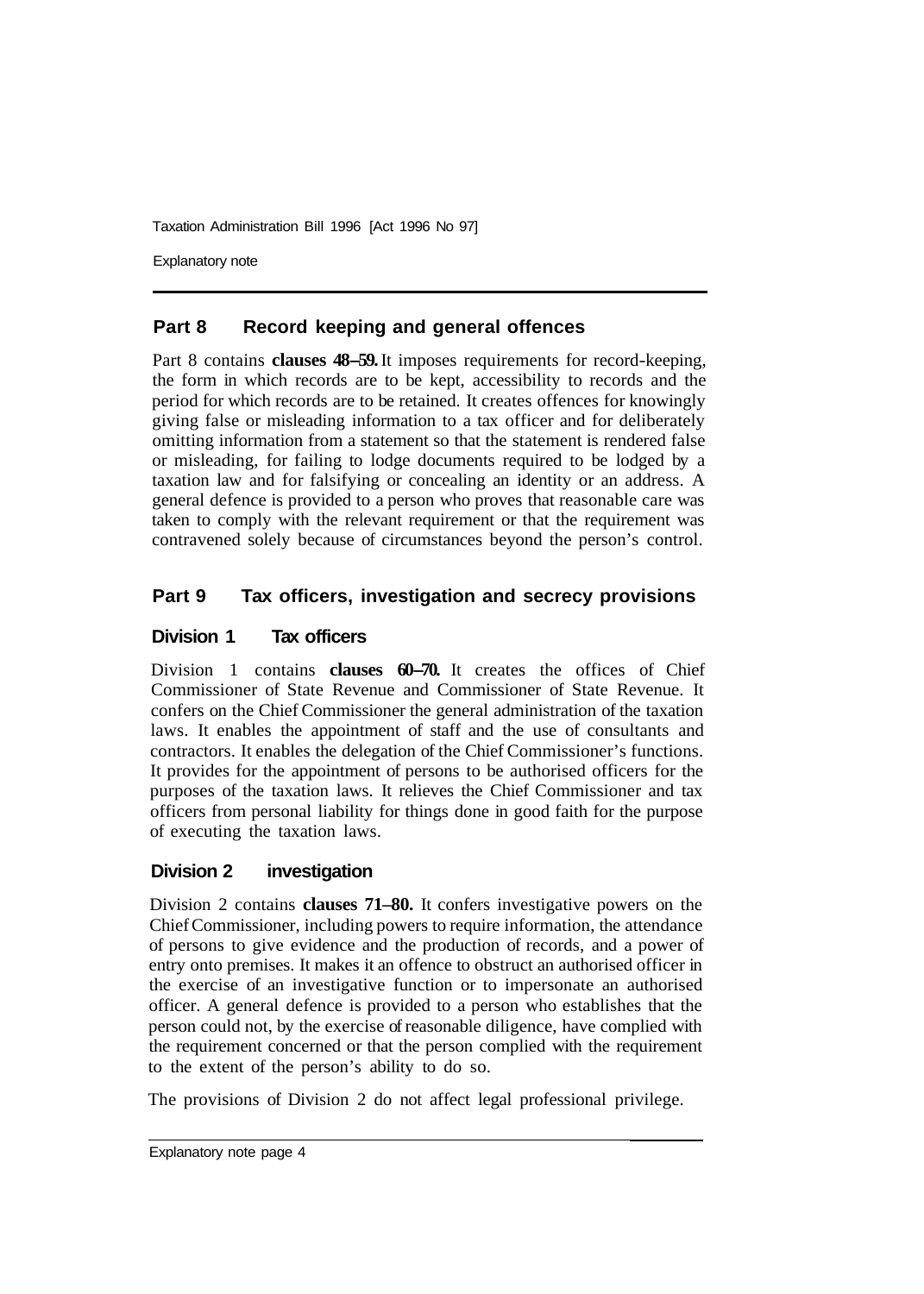## Part 8 Record keeping and general offences

Part 8 contains **clauses 48–59.** It imposes requirements for record-keeping, the form in which records are to be kept, accessibility to records and the period for which records are to be retained. It creates offences for knowingly giving false or misleading information to a tax officer and for deliberately omitting information from a statement so that the statement is rendered false or misleading, for failing to lodge documents required to be lodged by a taxation law and for falsifying or concealing an identity or an address. A general defence is provided to a person who proves that reasonable care was taken to comply with the relevant requirement or that the requirement was contravened solely because of circumstances beyond the person's control.

## Part 9 Tax officers, investigation and secrecy provisions

### Division 1 Tax officers

Division 1 contains **clauses 60–70.** It creates the offices of Chief Commissioner of State Revenue and Commissioner of State Revenue. It confers on the Chief Commissioner the general administration of the taxation laws. It enables the appointment of staff and the use of consultants and contractors. It enables the delegation of the Chief Commissioner's functions. It provides for the appointment of persons to be authorised officers for the purposes of the taxation laws. It relieves the Chief Commissioner and tax officers from personal liability for things done in good faith for the purpose of executing the taxation laws.

### Division 2 investigation

Division 2 contains **clauses 71–80.** It confers investigative powers on the Chief Commissioner, including powers to require information, the attendance of persons to give evidence and the production of records, and a power of entry onto premises. It makes it an offence to obstruct an authorised officer in the exercise of an investigative function or to impersonate an authorised officer. A general defence is provided to a person who establishes that the person could not, by the exercise of reasonable diligence, have complied with the requirement concerned or that the person complied with the requirement to the extent of the person's ability to do so.

The provisions of Division 2 do not affect legal professional privilege.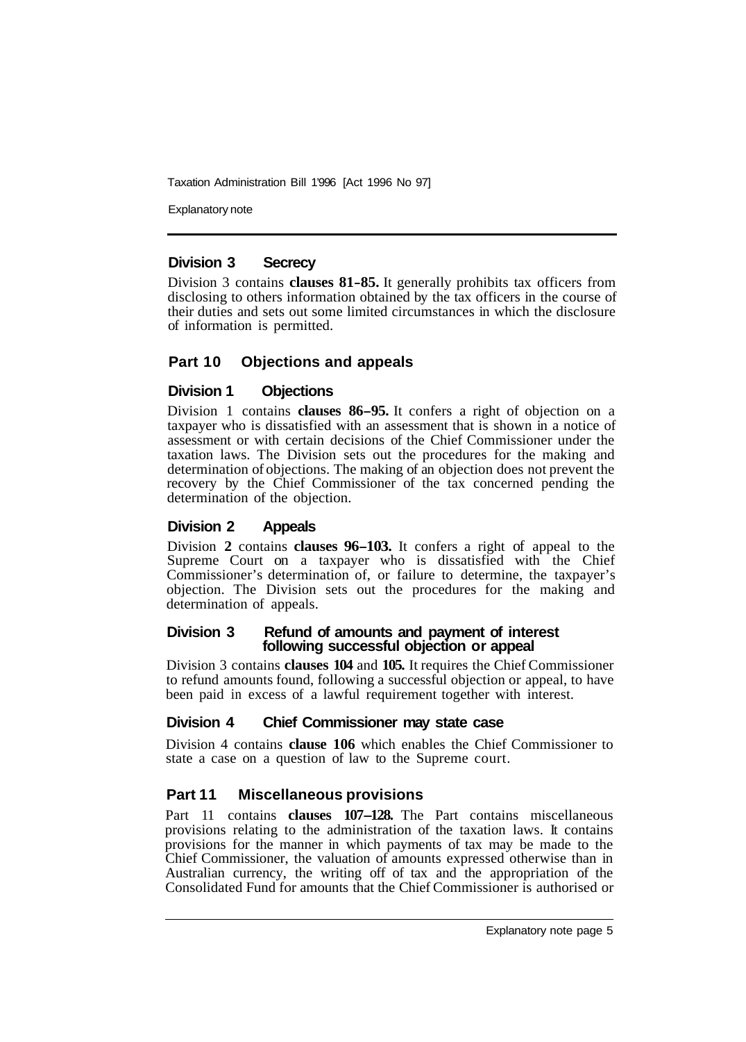### Division 3 Secrecy

Division 3 contains **clauses 81–85.** It generally prohibits tax officers from disclosing to others information obtained by the tax officers in the course of their duties and sets out some limited circumstances in which the disclosure of information is permitted.

## Part 10 Objections and appeals

### Division 1 Objections

Division 1 contains **clauses 86–95.** It confers a right of objection on a taxpayer who is dissatisfied with an assessment that is shown in a notice of assessment or with certain decisions of the Chief Commissioner under the taxation laws. The Division sets out the procedures for the making and determination of objections. The making of an objection does not prevent the recovery by the Chief Commissioner of the tax concerned pending the determination of the objection.

### Division 2 Appeals

Division **2** contains **clauses 96–103.** It confers a right of appeal to the Supreme Court on a taxpayer who is dissatisfied with the Chief Commissioner's determination of, or failure to determine, the taxpayer's objection. The Division sets out the procedures for the making and determination of appeals.

### Division 3 Refund of amounts and payment of interest following successful objection or appeal

Division 3 contains **clauses 104** and **105.** It requires the Chief Commissioner to refund amounts found, following a successful objection or appeal, to have been paid in excess of a lawful requirement together with interest.

### Division 4 Chief Commissioner may state case

Division 4 contains **clause 106** which enables the Chief Commissioner to state a case on a question of law to the Supreme court.

## Part 11 Miscellaneous provisions

Part 11 contains **clauses 107–128.** The Part contains miscellaneous provisions relating to the administration of the taxation laws. It contains provisions for the manner in which payments of tax may be made to the Chief Commissioner, the valuation of amounts expressed otherwise than in Australian currency, the writing off of tax and the appropriation of the Consolidated Fund for amounts that the Chief Commissioner is authorised or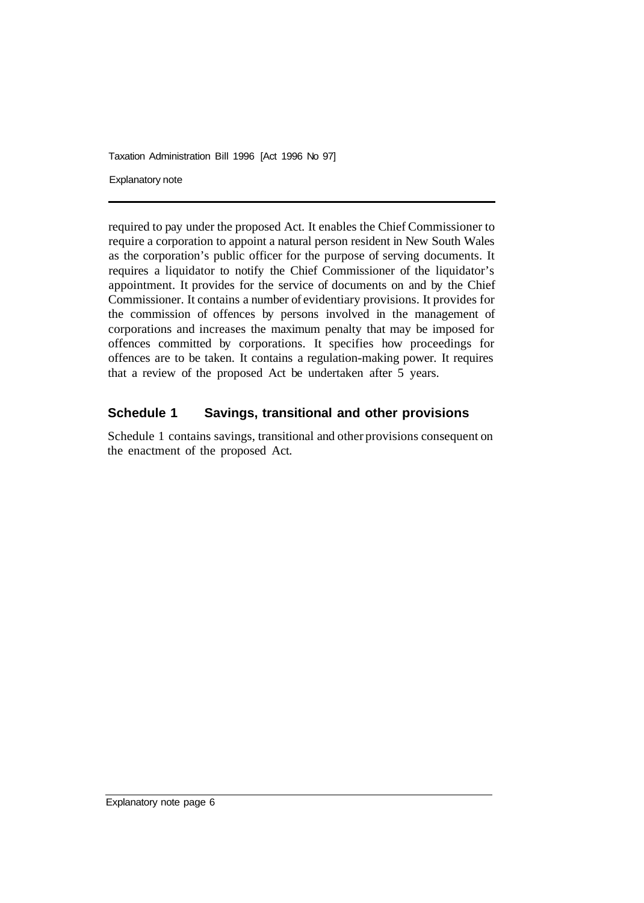required to pay under the proposed Act. It enables the Chief Commissioner to require a corporation to appoint a natural person resident in New South Wales as the corporation's public officer for the purpose of serving documents. It requires a liquidator to notify the Chief Commissioner of the liquidator's appointment. It provides for the service of documents on and by the Chief Commissioner. It contains a number of evidentiary provisions. It provides for the commission of offences by persons involved in the management of corporations and increases the maximum penalty that may be imposed for offences committed by corporations. It specifies how proceedings for offences are to be taken. It contains a regulation-making power. It requires that a review of the proposed Act be undertaken after 5 years.

## Schedule 1 Savings, transitional and other provisions

Schedule 1 contains savings, transitional and other provisions consequent on the enactment of the proposed Act.